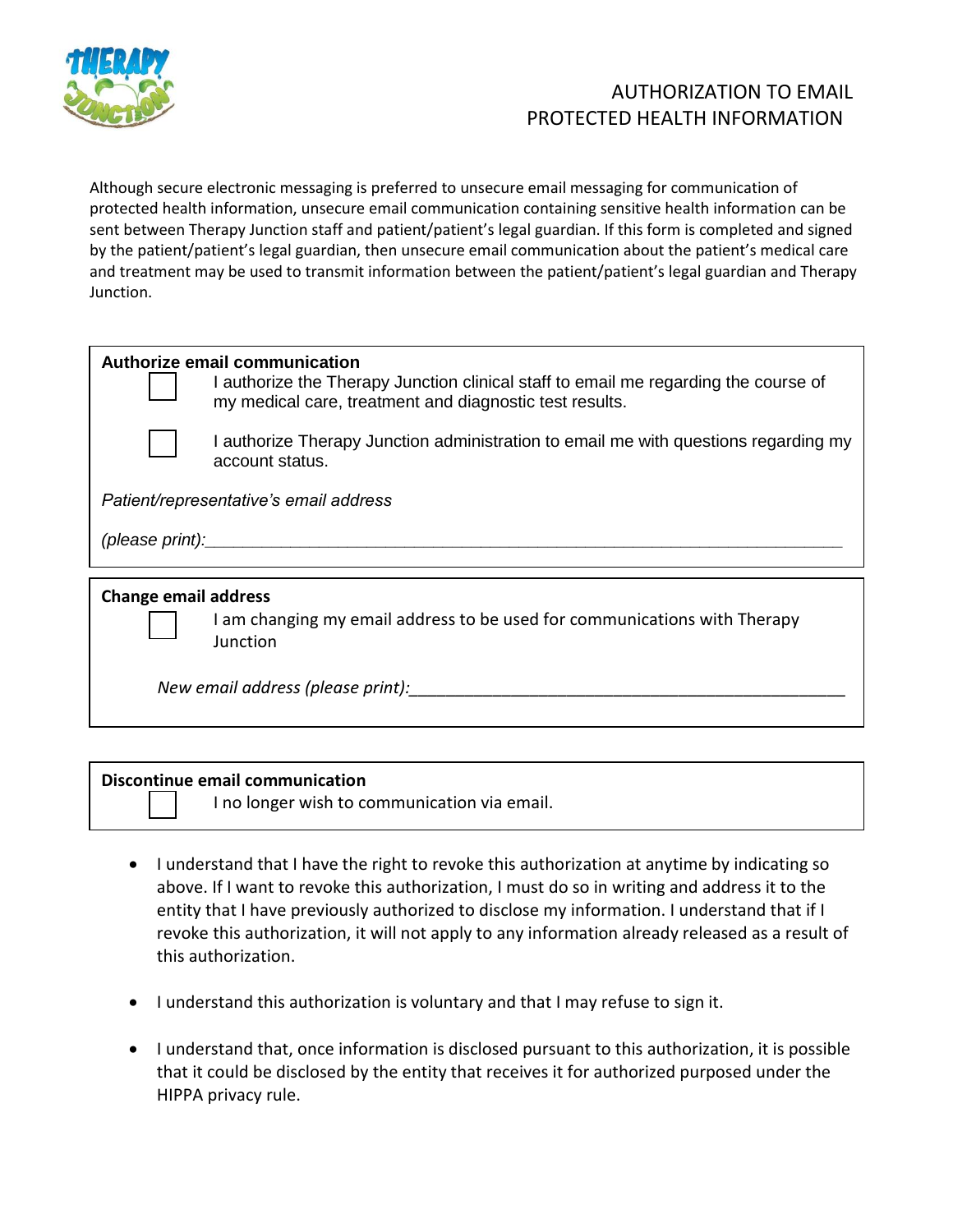# AUTHORIZATION TO EMAIL PROTECTED HEALTH INFORMATION

Although secure electronic messaging is preferred to unsecure email messaging for communication of protected health information, unsecure email communication containing sensitive health information can be sent between Therapy Junction staff and patient/patient's legal guardian. If this form is completed and signed by the patient/patient's legal guardian, then unsecure email communication about the patient's medical care and treatment may be used to transmit information between the patient/patient's legal guardian and Therapy Junction.

**Authorize email communication**

☐ I authorize the Therapy Junction clinical staff to email me regarding the course of my medical care, treatment and diagnostic test results.

☐ I authorize Therapy Junction administration to email me with questions regarding my account status.

*Patient/representative's email address*

*(please print):*_______________________________________________

**Change email address**

☐ I am changing my email address to be used for communications with Therapy Junction

*New email address (please print):*_______________________________________________

**Discontinue email communication**

☐ I no longer wish to communication via email.

- I understand that I have the right to revoke this authorization at anytime by indicating so above. If I want to revoke this authorization, I must do so in writing and address it to the entity that I have previously authorized to disclose my information. I understand that if I revoke this authorization, it will not apply to any information already released as a result of this authorization.
- I understand this authorization is voluntary and that I may refuse to sign it.
- I understand that, once information is disclosed pursuant to this authorization, it is possible that it could be disclosed by the entity that receives it for authorized purposed under the HIPPA privacy rule.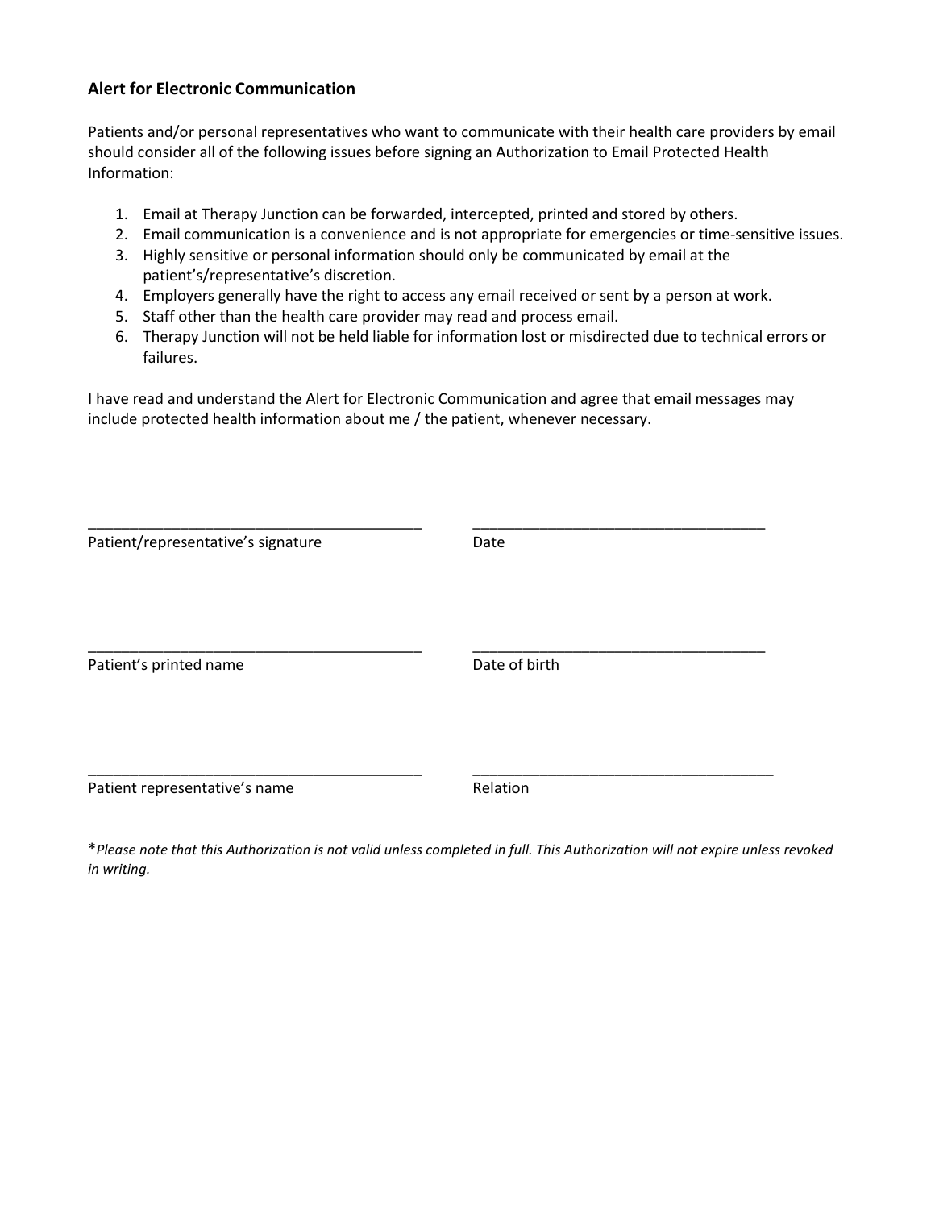### Alert for Electronic Communication

Patients and/or personal representatives who want to communicate with their health care providers by email should consider all of the following issues before signing an Authorization to Email Protected Health Information:

1. Email at Therapy Junction can be forwarded, intercepted, printed and stored by others.
2. Email communication is a convenience and is not appropriate for emergencies or time-sensitive issues.
3. Highly sensitive or personal information should only be communicated by email at the patient's/representative's discretion.
4. Employers generally have the right to access any email received or sent by a person at work.
5. Staff other than the health care provider may read and process email.
6. Therapy Junction will not be held liable for information lost or misdirected due to technical errors or failures.

I have read and understand the Alert for Electronic Communication and agree that email messages may include protected health information about me / the patient, whenever necessary.

| | |
|---|---|
| ________________________________________ | ___________________________________ |
| Patient/representative's signature | Date |
| ________________________________________ | ___________________________________ |
| Patient's printed name | Date of birth |
| ________________________________________ | ___________________________________ |
| Patient representative's name | Relation |

*\*Please note that this Authorization is not valid unless completed in full. This Authorization will not expire unless revoked in writing.*